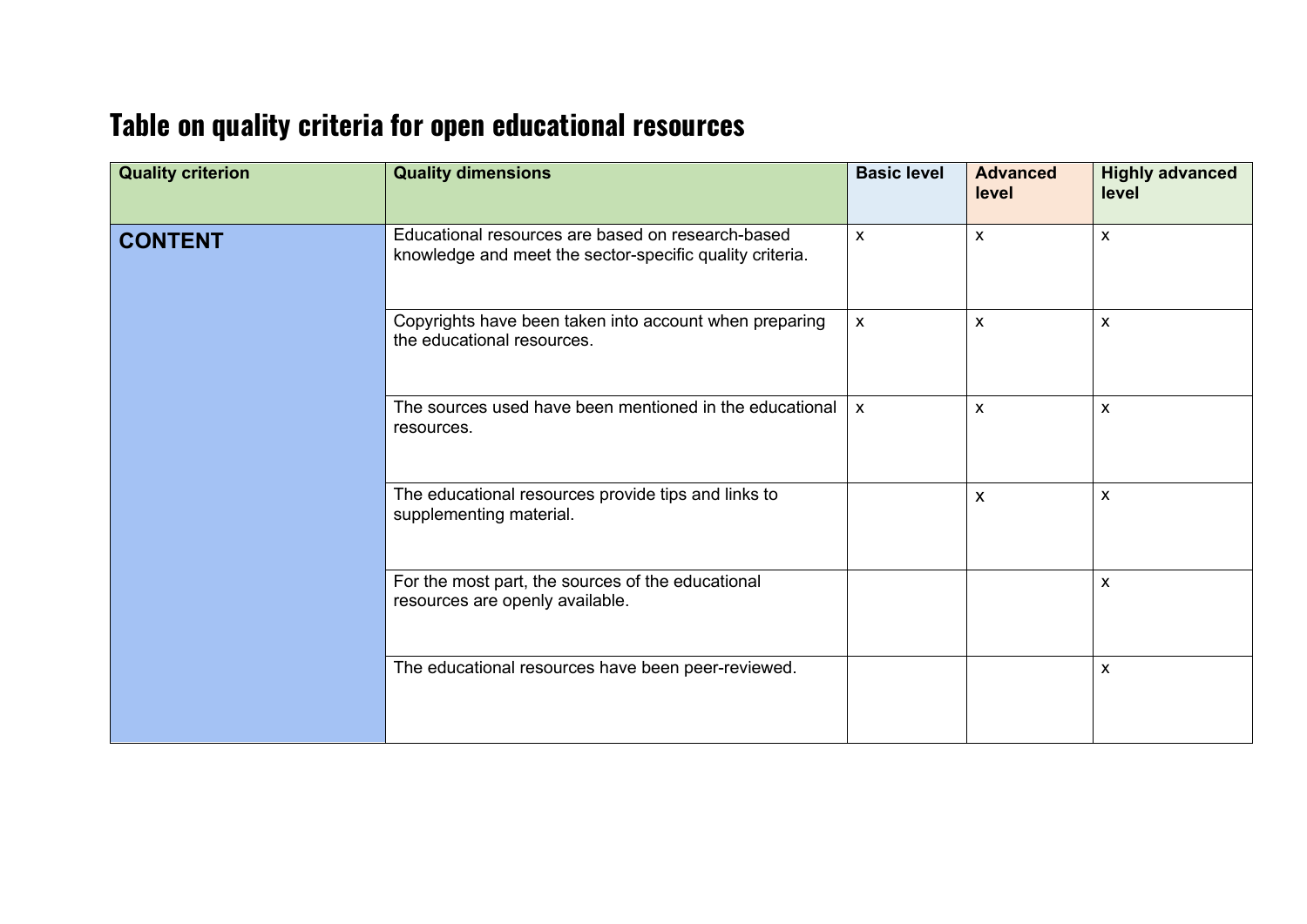# Table on quality criteria for open educational resources

| Quality criterion | Quality dimensions | Basic level | Advanced level | Highly advanced level |
|---|---|---|---|---|
| **CONTENT** | Educational resources are based on research-based knowledge and meet the sector-specific quality criteria. | x | x | x |
| | Copyrights have been taken into account when preparing the educational resources. | x | x | x |
| | The sources used have been mentioned in the educational resources. | x | x | x |
| | The educational resources provide tips and links to supplementing material. | | x | x |
| | For the most part, the sources of the educational resources are openly available. | | | x |
| | The educational resources have been peer-reviewed. | | | x |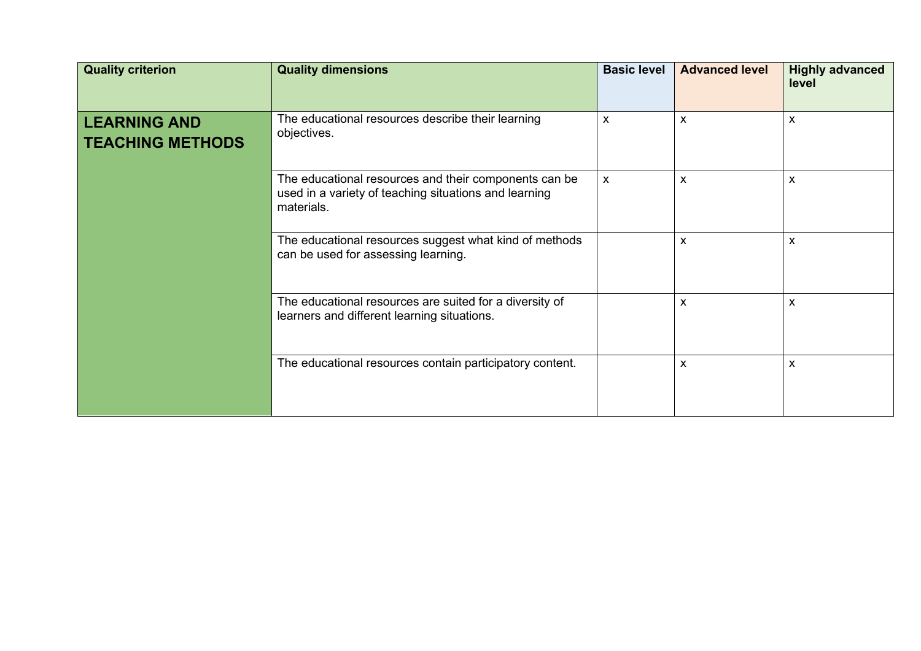| Quality criterion | Quality dimensions | Basic level | Advanced level | Highly advanced level |
|---|---|---|---|---|
| **LEARNING AND TEACHING METHODS** | The educational resources describe their learning objectives. | x | x | x |
| | The educational resources and their components can be used in a variety of teaching situations and learning materials. | x | x | x |
| | The educational resources suggest what kind of methods can be used for assessing learning. | | x | x |
| | The educational resources are suited for a diversity of learners and different learning situations. | | x | x |
| | The educational resources contain participatory content. | | x | x |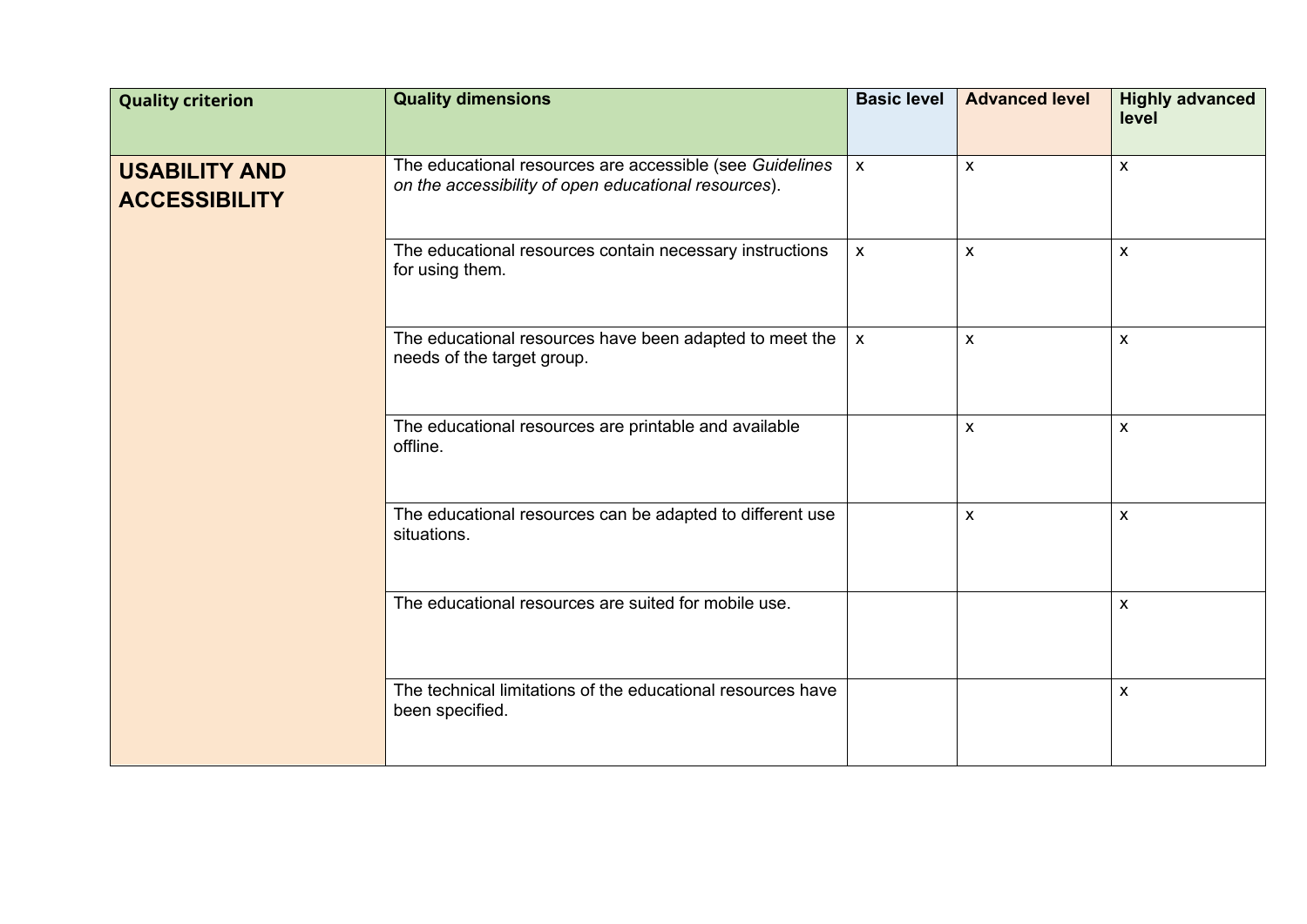| Quality criterion | Quality dimensions | Basic level | Advanced level | Highly advanced level |
|---|---|---|---|---|
| **USABILITY AND ACCESSIBILITY** | The educational resources are accessible (see *Guidelines on the accessibility of open educational resources*). | x | x | x |
| | The educational resources contain necessary instructions for using them. | x | x | x |
| | The educational resources have been adapted to meet the needs of the target group. | x | x | x |
| | The educational resources are printable and available offline. | | x | x |
| | The educational resources can be adapted to different use situations. | | x | x |
| | The educational resources are suited for mobile use. | | | x |
| | The technical limitations of the educational resources have been specified. | | | x |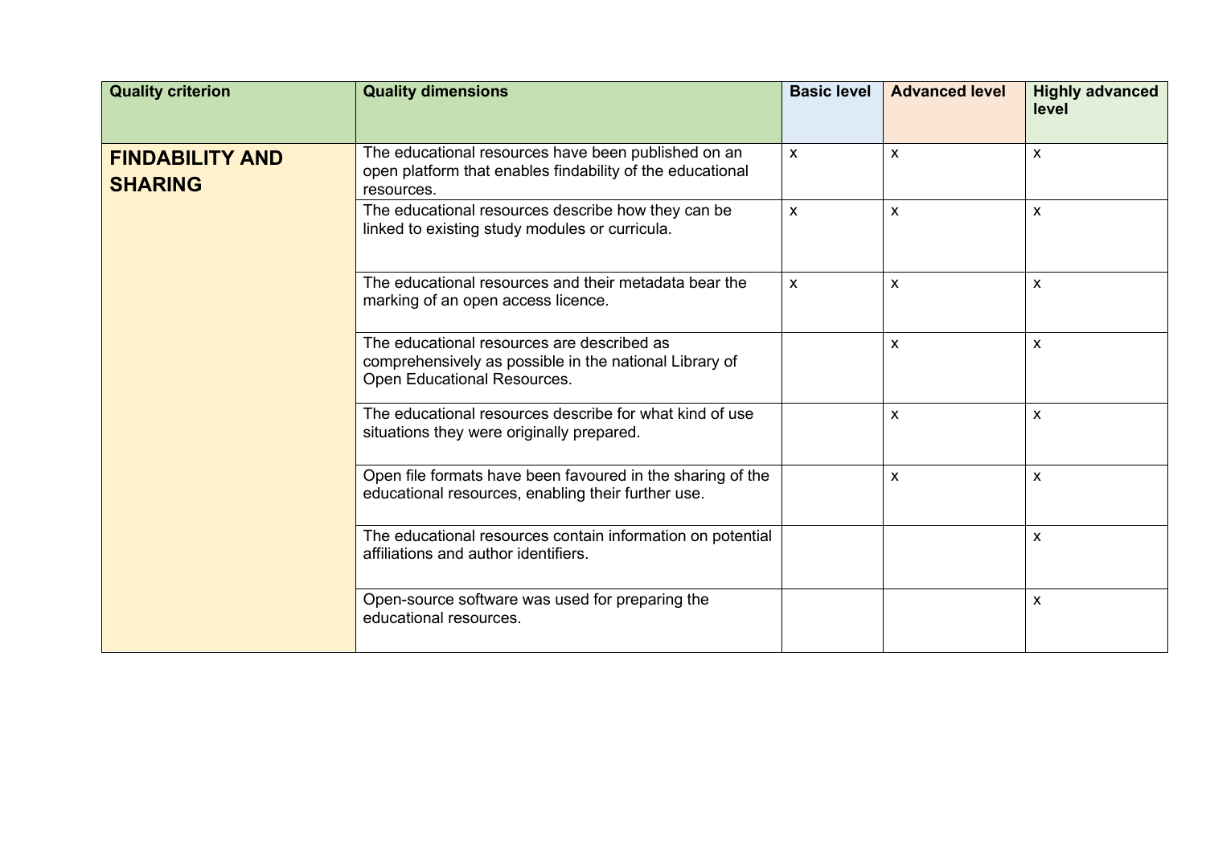| Quality criterion | Quality dimensions | Basic level | Advanced level | Highly advanced level |
|---|---|---|---|---|
| **FINDABILITY AND SHARING** | The educational resources have been published on an open platform that enables findability of the educational resources. | x | x | x |
| | The educational resources describe how they can be linked to existing study modules or curricula. | x | x | x |
| | The educational resources and their metadata bear the marking of an open access licence. | x | x | x |
| | The educational resources are described as comprehensively as possible in the national Library of Open Educational Resources. | | x | x |
| | The educational resources describe for what kind of use situations they were originally prepared. | | x | x |
| | Open file formats have been favoured in the sharing of the educational resources, enabling their further use. | | x | x |
| | The educational resources contain information on potential affiliations and author identifiers. | | | x |
| | Open-source software was used for preparing the educational resources. | | | x |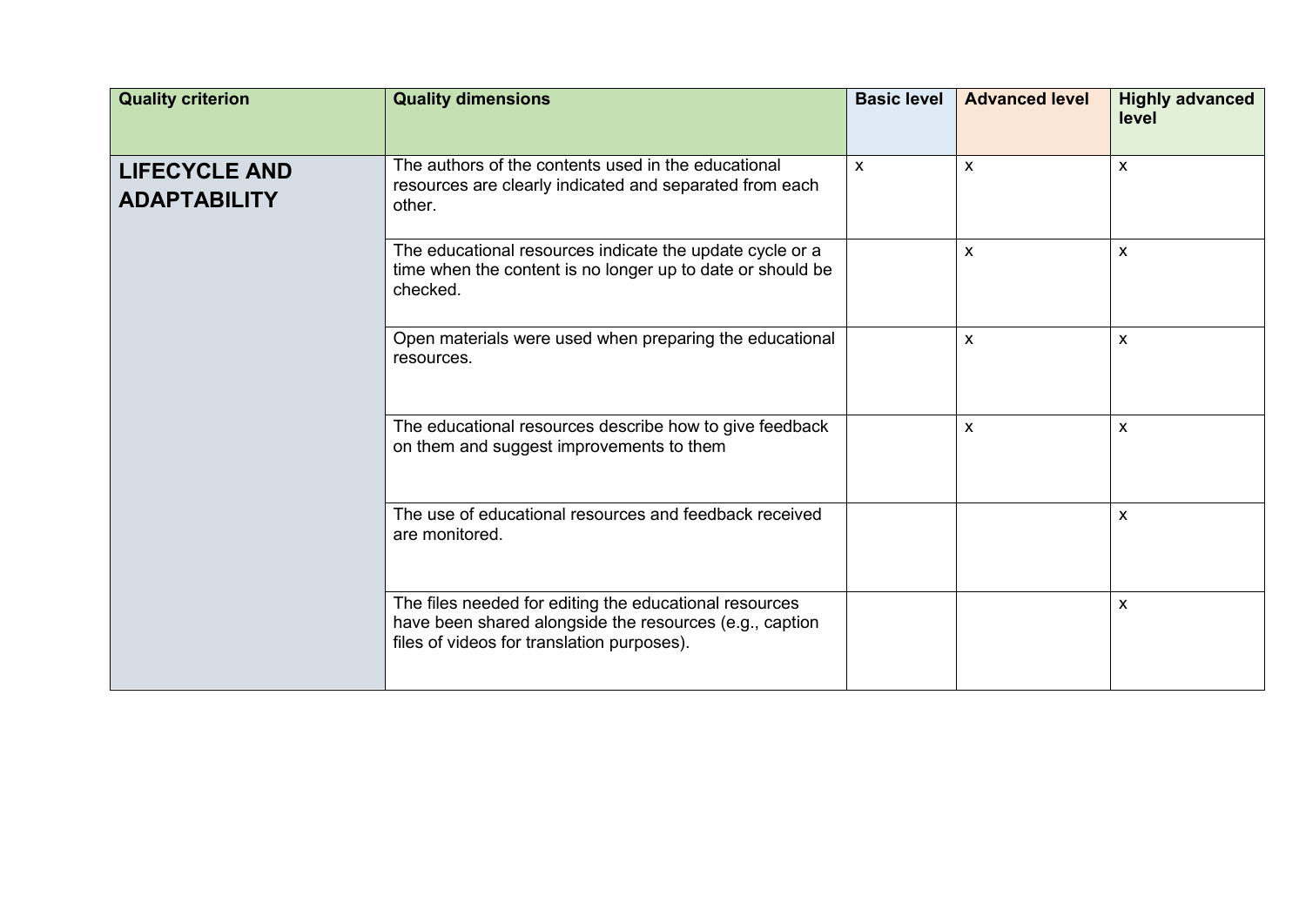| Quality criterion | Quality dimensions | Basic level | Advanced level | Highly advanced level |
|---|---|---|---|---|
| **LIFECYCLE AND ADAPTABILITY** | The authors of the contents used in the educational resources are clearly indicated and separated from each other. | x | x | x |
| | The educational resources indicate the update cycle or a time when the content is no longer up to date or should be checked. | | x | x |
| | Open materials were used when preparing the educational resources. | | x | x |
| | The educational resources describe how to give feedback on them and suggest improvements to them | | x | x |
| | The use of educational resources and feedback received are monitored. | | | x |
| | The files needed for editing the educational resources have been shared alongside the resources (e.g., caption files of videos for translation purposes). | | | x |